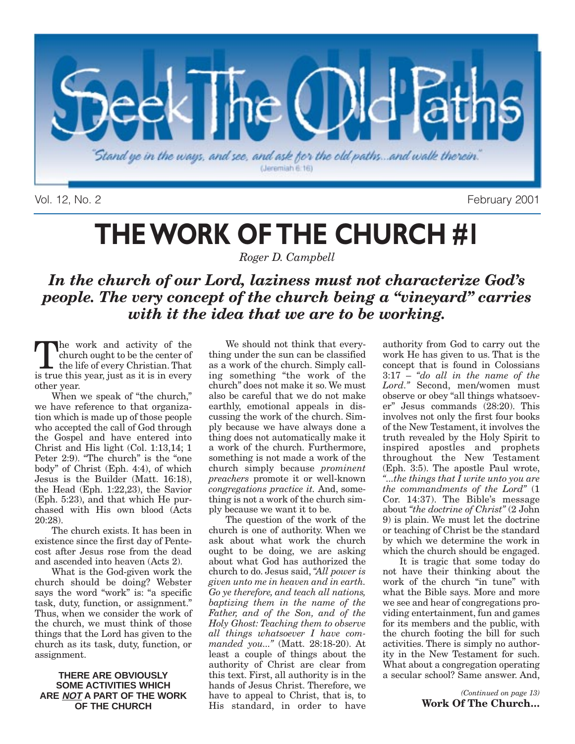# Seek The Old Paths

"Stand ye in the ways, and see, and ask for the old paths...and walk therein." (Jeremiah 6:16)

Vol. 12, No. 2 February 2001

# THE WORK OF THE CHURCH #1

*Roger D. Campbell*

***In the church of our Lord, laziness must not characterize God's people. The very concept of the church being a "vineyard" carries with it the idea that we are to be working.***

The work and activity of the church ought to be the center of the life of every Christian. That is true this year, just as it is in every other year.

When we speak of "the church," we have reference to that organization which is made up of those people who accepted the call of God through the Gospel and have entered into Christ and His light (Col. 1:13,14; 1 Peter 2:9). "The church" is the "one body" of Christ (Eph. 4:4), of which Jesus is the Builder (Matt. 16:18), the Head (Eph. 1:22,23), the Savior (Eph. 5:23), and that which He purchased with His own blood (Acts 20:28).

The church exists. It has been in existence since the first day of Pentecost after Jesus rose from the dead and ascended into heaven (Acts 2).

What is the God-given work the church should be doing? Webster says the word "work" is: "a specific task, duty, function, or assignment." Thus, when we consider the work of the church, we must think of those things that the Lord has given to the church as its task, duty, function, or assignment.

**THERE ARE OBVIOUSLY SOME ACTIVITIES WHICH ARE *NOT* A PART OF THE WORK OF THE CHURCH**

We should not think that everything under the sun can be classified as a work of the church. Simply calling something "the work of the church" does not make it so. We must also be careful that we do not make earthly, emotional appeals in discussing the work of the church. Simply because we have always done a thing does not automatically make it a work of the church. Furthermore, something is not made a work of the church simply because *prominent preachers* promote it or well-known *congregations practice it.* And, something is not a work of the church simply because we want it to be.

The question of the work of the church is one of authority. When we ask about what work the church ought to be doing, we are asking about what God has authorized the church to do. Jesus said, *"All power is given unto me in heaven and in earth. Go ye therefore, and teach all nations, baptizing them in the name of the Father, and of the Son, and of the Holy Ghost: Teaching them to observe all things whatsoever I have commanded you..."* (Matt. 28:18-20). At least a couple of things about the authority of Christ are clear from this text. First, all authority is in the hands of Jesus Christ. Therefore, we have to appeal to Christ, that is, to His standard, in order to have authority from God to carry out the work He has given to us. That is the concept that is found in Colossians 3:17 – *"do all in the name of the Lord."* Second, men/women must observe or obey "all things whatsoever" Jesus commands (28:20). This involves not only the first four books of the New Testament, it involves the truth revealed by the Holy Spirit to inspired apostles and prophets throughout the New Testament (Eph. 3:5). The apostle Paul wrote, *"...the things that I write unto you are the commandments of the Lord"* (1 Cor. 14:37). The Bible's message about *"the doctrine of Christ"* (2 John 9) is plain. We must let the doctrine or teaching of Christ be the standard by which we determine the work in which the church should be engaged.

It is tragic that some today do not have their thinking about the work of the church "in tune" with what the Bible says. More and more we see and hear of congregations providing entertainment, fun and games for its members and the public, with the church footing the bill for such activities. There is simply no authority in the New Testament for such. What about a congregation operating a secular school? Same answer. And,

*(Continued on page 13)*
**Work Of The Church...**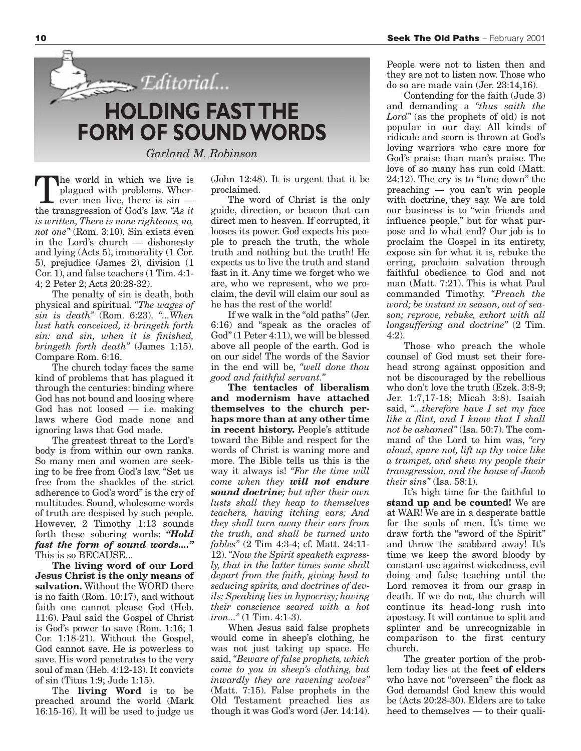# Editorial...

# HOLDING FAST THE FORM OF SOUND WORDS

*Garland M. Robinson*

The world in which we live is plagued with problems. Wherever men live, there is sin — the transgression of God's law. *"As it is written, There is none righteous, no, not one"* (Rom. 3:10). Sin exists even in the Lord's church — dishonesty and lying (Acts 5), immorality (1 Cor. 5), prejudice (James 2), division (1 Cor. 1), and false teachers (1 Tim. 4:1-4; 2 Peter 2; Acts 20:28-32).

The penalty of sin is death, both physical and spiritual. *"The wages of sin is death"* (Rom. 6:23). *"...When lust hath conceived, it bringeth forth sin: and sin, when it is finished, bringeth forth death"* (James 1:15). Compare Rom. 6:16.

The church today faces the same kind of problems that has plagued it through the centuries: binding where God has not bound and loosing where God has not loosed — i.e. making laws where God made none and ignoring laws that God made.

The greatest threat to the Lord's body is from within our own ranks. So many men and women are seeking to be free from God's law. "Set us free from the shackles of the strict adherence to God's word" is the cry of multitudes. Sound, wholesome words of truth are despised by such people. However, 2 Timothy 1:13 sounds forth these sobering words: ***"Hold fast the form of sound words...."*** This is so BECAUSE...

**The living word of our Lord Jesus Christ is the only means of salvation.** Without the WORD there is no faith (Rom. 10:17), and without faith one cannot please God (Heb. 11:6). Paul said the Gospel of Christ is God's power to save (Rom. 1:16; 1 Cor. 1:18-21). Without the Gospel, God cannot save. He is powerless to save. His word penetrates to the very soul of man (Heb. 4:12-13). It convicts of sin (Titus 1:9; Jude 1:15).

The **living Word** is to be preached around the world (Mark 16:15-16). It will be used to judge us (John 12:48). It is urgent that it be proclaimed.

The word of Christ is the only guide, direction, or beacon that can direct men to heaven. If corrupted, it looses its power. God expects his people to preach the truth, the whole truth and nothing but the truth! He expects us to live the truth and stand fast in it. Any time we forget who we are, who we represent, who we proclaim, the devil will claim our soul as he has the rest of the world!

If we walk in the "old paths" (Jer. 6:16) and "speak as the oracles of God" (1 Peter 4:11), we will be blessed above all people of the earth. God is on our side! The words of the Savior in the end will be, *"well done thou good and faithful servant."*

**The tentacles of liberalism and modernism have attached themselves to the church perhaps more than at any other time in recent history.** People's attitude toward the Bible and respect for the words of Christ is waning more and more. The Bible tells us this is the way it always is! *"For the time will come when they* ***will not endure sound doctrine****; but after their own lusts shall they heap to themselves teachers, having itching ears; And they shall turn away their ears from the truth, and shall be turned unto fables"* (2 Tim 4:3-4; cf. Matt. 24:11-12). *"Now the Spirit speaketh expressly, that in the latter times some shall depart from the faith, giving heed to seducing spirits, and doctrines of devils; Speaking lies in hypocrisy; having their conscience seared with a hot iron..."* (1 Tim. 4:1-3).

When Jesus said false prophets would come in sheep's clothing, he was not just taking up space. He said, *"Beware of false prophets, which come to you in sheep's clothing, but inwardly they are ravening wolves"* (Matt. 7:15). False prophets in the Old Testament preached lies as though it was God's word (Jer. 14:14). People were not to listen then and they are not to listen now. Those who do so are made vain (Jer. 23:14,16).

Contending for the faith (Jude 3) and demanding a *"thus saith the Lord"* (as the prophets of old) is not popular in our day. All kinds of ridicule and scorn is thrown at God's loving warriors who care more for God's praise than man's praise. The love of so many has run cold (Matt. 24:12). The cry is to "tone down" the preaching — you can't win people with doctrine, they say. We are told our business is to "win friends and influence people," but for what purpose and to what end? Our job is to proclaim the Gospel in its entirety, expose sin for what it is, rebuke the erring, proclaim salvation through faithful obedience to God and not man (Matt. 7:21). This is what Paul commanded Timothy. *"Preach the word; be instant in season, out of season; reprove, rebuke, exhort with all longsuffering and doctrine"* (2 Tim. 4:2).

Those who preach the whole counsel of God must set their forehead strong against opposition and not be discouraged by the rebellious who don't love the truth (Ezek. 3:8-9; Jer. 1:7,17-18; Micah 3:8). Isaiah said, *"...therefore have I set my face like a flint, and I know that I shall not be ashamed"* (Isa. 50:7). The command of the Lord to him was, *"cry aloud, spare not, lift up thy voice like a trumpet, and shew my people their transgression, and the house of Jacob their sins"* (Isa. 58:1).

It's high time for the faithful to **stand up and be counted!** We are at WAR! We are in a desperate battle for the souls of men. It's time we draw forth the "sword of the Spirit" and throw the scabbard away! It's time we keep the sword bloody by constant use against wickedness, evil doing and false teaching until the Lord removes it from our grasp in death. If we do not, the church will continue its head-long rush into apostasy. It will continue to split and splinter and be unrecognizable in comparison to the first century church.

The greater portion of the problem today lies at the **feet of elders** who have not "overseen" the flock as God demands! God knew this would be (Acts 20:28-30). Elders are to take heed to themselves — to their quali-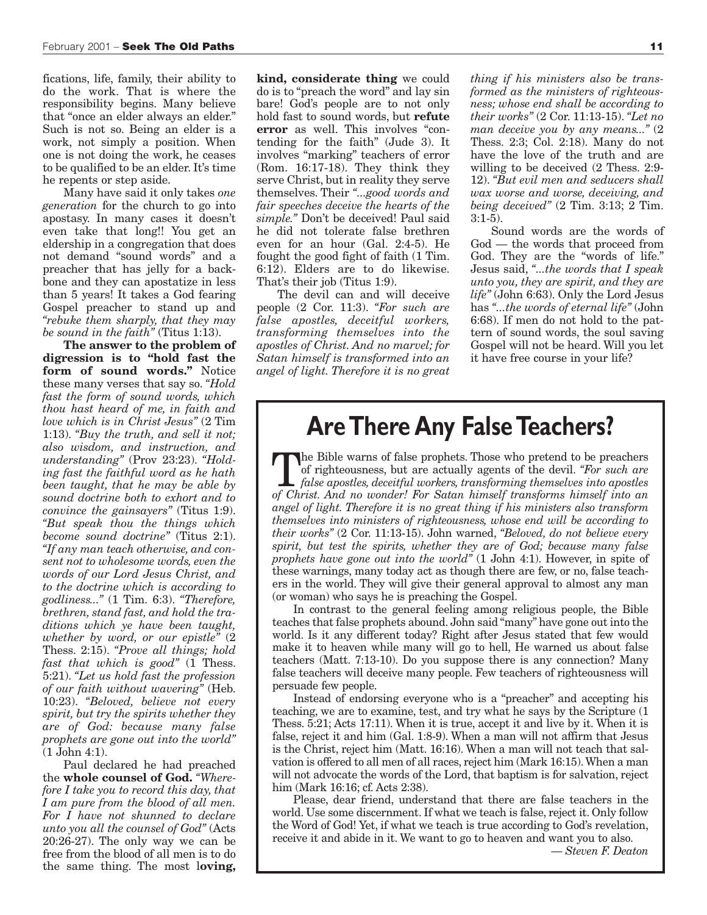fications, life, family, their ability to do the work. That is where the responsibility begins. Many believe that "once an elder always an elder." Such is not so. Being an elder is a work, not simply a position. When one is not doing the work, he ceases to be qualified to be an elder. It's time he repents or step aside.

Many have said it only takes *one generation* for the church to go into apostasy. In many cases it doesn't even take that long!! You get an eldership in a congregation that does not demand "sound words" and a preacher that has jelly for a backbone and they can apostatize in less than 5 years! It takes a God fearing Gospel preacher to stand up and *"rebuke them sharply, that they may be sound in the faith"* (Titus 1:13).

**The answer to the problem of digression is to "hold fast the form of sound words."** Notice these many verses that say so. *"Hold fast the form of sound words, which thou hast heard of me, in faith and love which is in Christ Jesus"* (2 Tim 1:13). *"Buy the truth, and sell it not; also wisdom, and instruction, and understanding"* (Prov 23:23). *"Holding fast the faithful word as he hath been taught, that he may be able by sound doctrine both to exhort and to convince the gainsayers"* (Titus 1:9). *"But speak thou the things which become sound doctrine"* (Titus 2:1). *"If any man teach otherwise, and consent not to wholesome words, even the words of our Lord Jesus Christ, and to the doctrine which is according to godliness..."* (1 Tim. 6:3). *"Therefore, brethren, stand fast, and hold the traditions which ye have been taught, whether by word, or our epistle"* (2 Thess. 2:15). *"Prove all things; hold fast that which is good"* (1 Thess. 5:21). *"Let us hold fast the profession of our faith without wavering"* (Heb. 10:23). *"Beloved, believe not every spirit, but try the spirits whether they are of God: because many false prophets are gone out into the world"* (1 John 4:1).

Paul declared he had preached the **whole counsel of God.** *"Wherefore I take you to record this day, that I am pure from the blood of all men. For I have not shunned to declare unto you all the counsel of God"* (Acts 20:26-27). The only way we can be free from the blood of all men is to do the same thing. The most l**oving, kind, considerate thing** we could do is to "preach the word" and lay sin bare! God's people are to not only hold fast to sound words, but **refute error** as well. This involves "contending for the faith" (Jude 3). It involves "marking" teachers of error (Rom. 16:17-18). They think they serve Christ, but in reality they serve themselves. Their *"...good words and fair speeches deceive the hearts of the simple."* Don't be deceived! Paul said he did not tolerate false brethren even for an hour (Gal. 2:4-5). He fought the good fight of faith (1 Tim. 6:12). Elders are to do likewise. That's their job (Titus 1:9).

The devil can and will deceive people (2 Cor. 11:3). *"For such are false apostles, deceitful workers, transforming themselves into the apostles of Christ. And no marvel; for Satan himself is transformed into an angel of light. Therefore it is no great thing if his ministers also be transformed as the ministers of righteousness; whose end shall be according to their works"* (2 Cor. 11:13-15). *"Let no man deceive you by any means..."* (2 Thess. 2:3; Col. 2:18). Many do not have the love of the truth and are willing to be deceived (2 Thess. 2:9-12). *"But evil men and seducers shall wax worse and worse, deceiving, and being deceived"* (2 Tim. 3:13; 2 Tim. 3:1-5).

Sound words are the words of God — the words that proceed from God. They are the "words of life." Jesus said, *"...the words that I speak unto you, they are spirit, and they are life"* (John 6:63). Only the Lord Jesus has *"...the words of eternal life"* (John 6:68). If men do not hold to the pattern of sound words, the soul saving Gospel will not be heard. Will you let it have free course in your life?

# Are There Any False Teachers?

The Bible warns of false prophets. Those who pretend to be preachers of righteousness, but are actually agents of the devil. *"For such are false apostles, deceitful workers, transforming themselves into apostles of Christ. And no wonder! For Satan himself transforms himself into an angel of light. Therefore it is no great thing if his ministers also transform themselves into ministers of righteousness, whose end will be according to their works"* (2 Cor. 11:13-15). John warned, *"Beloved, do not believe every spirit, but test the spirits, whether they are of God; because many false prophets have gone out into the world"* (1 John 4:1). However, in spite of these warnings, many today act as though there are few, or no, false teachers in the world. They will give their general approval to almost any man (or woman) who says he is preaching the Gospel.

In contrast to the general feeling among religious people, the Bible teaches that false prophets abound. John said "many" have gone out into the world. Is it any different today? Right after Jesus stated that few would make it to heaven while many will go to hell, He warned us about false teachers (Matt. 7:13-10). Do you suppose there is any connection? Many false teachers will deceive many people. Few teachers of righteousness will persuade few people.

Instead of endorsing everyone who is a "preacher" and accepting his teaching, we are to examine, test, and try what he says by the Scripture (1 Thess. 5:21; Acts 17:11). When it is true, accept it and live by it. When it is false, reject it and him (Gal. 1:8-9). When a man will not affirm that Jesus is the Christ, reject him (Matt. 16:16). When a man will not teach that salvation is offered to all men of all races, reject him (Mark 16:15). When a man will not advocate the words of the Lord, that baptism is for salvation, reject him (Mark 16:16; cf. Acts 2:38).

Please, dear friend, understand that there are false teachers in the world. Use some discernment. If what we teach is false, reject it. Only follow the Word of God! Yet, if what we teach is true according to God's revelation, receive it and abide in it. We want to go to heaven and want you to also.

*— Steven F. Deaton*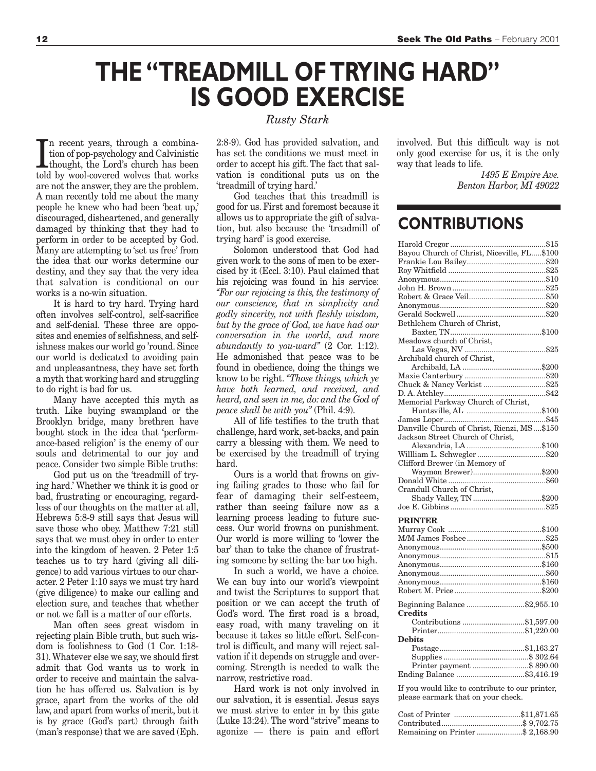# THE "TREADMILL OF TRYING HARD" IS GOOD EXERCISE

*Rusty Stark*

In recent years, through a combination of pop-psychology and Calvinistic thought, the Lord's church has been told by wool-covered wolves that works are not the answer, they are the problem. A man recently told me about the many people he knew who had been 'beat up,' discouraged, disheartened, and generally damaged by thinking that they had to perform in order to be accepted by God. Many are attempting to 'set us free' from the idea that our works determine our destiny, and they say that the very idea that salvation is conditional on our works is a no-win situation.

It is hard to try hard. Trying hard often involves self-control, self-sacrifice and self-denial. These three are opposites and enemies of selfishness, and selfishness makes our world go 'round. Since our world is dedicated to avoiding pain and unpleasantness, they have set forth a myth that working hard and struggling to do right is bad for us.

Many have accepted this myth as truth. Like buying swampland or the Brooklyn bridge, many brethren have bought stock in the idea that 'performance-based religion' is the enemy of our souls and detrimental to our joy and peace. Consider two simple Bible truths:

God put us on the 'treadmill of trying hard.' Whether we think it is good or bad, frustrating or encouraging, regardless of our thoughts on the matter at all, Hebrews 5:8-9 still says that Jesus will save those who obey. Matthew 7:21 still says that we must obey in order to enter into the kingdom of heaven. 2 Peter 1:5 teaches us to try hard (giving all diligence) to add various virtues to our character. 2 Peter 1:10 says we must try hard (give diligence) to make our calling and election sure, and teaches that whether or not we fall is a matter of our efforts.

Man often sees great wisdom in rejecting plain Bible truth, but such wisdom is foolishness to God (1 Cor. 1:18-31). Whatever else we say, we should first admit that God wants us to work in order to receive and maintain the salvation he has offered us. Salvation is by grace, apart from the works of the old law, and apart from works of merit, but it is by grace (God's part) through faith (man's response) that we are saved (Eph. 2:8-9). God has provided salvation, and has set the conditions we must meet in order to accept his gift. The fact that salvation is conditional puts us on the 'treadmill of trying hard.'

God teaches that this treadmill is good for us. First and foremost because it allows us to appropriate the gift of salvation, but also because the 'treadmill of trying hard' is good exercise.

Solomon understood that God had given work to the sons of men to be exercised by it (Eccl. 3:10). Paul claimed that his rejoicing was found in his service: *"For our rejoicing is this, the testimony of our conscience, that in simplicity and godly sincerity, not with fleshly wisdom, but by the grace of God, we have had our conversation in the world, and more abundantly to you-ward"* (2 Cor. 1:12). He admonished that peace was to be found in obedience, doing the things we know to be right. *"Those things, which ye have both learned, and received, and heard, and seen in me, do: and the God of peace shall be with you"* (Phil. 4:9).

All of life testifies to the truth that challenge, hard work, set-backs, and pain carry a blessing with them. We need to be exercised by the treadmill of trying hard.

Ours is a world that frowns on giving failing grades to those who fail for fear of damaging their self-esteem, rather than seeing failure now as a learning process leading to future success. Our world frowns on punishment. Our world is more willing to 'lower the bar' than to take the chance of frustrating someone by setting the bar too high.

In such a world, we have a choice. We can buy into our world's viewpoint and twist the Scriptures to support that position or we can accept the truth of God's word. The first road is a broad, easy road, with many traveling on it because it takes so little effort. Self-control is difficult, and many will reject salvation if it depends on struggle and overcoming. Strength is needed to walk the narrow, restrictive road.

Hard work is not only involved in our salvation, it is essential. Jesus says we must strive to enter in by this gate (Luke 13:24). The word "strive" means to agonize — there is pain and effort involved. But this difficult way is not only good exercise for us, it is the only way that leads to life.

*1495 E Empire Ave.*
*Benton Harbor, MI 49022*

## CONTRIBUTIONS

| | |
|---|---|
| Harold Cregor | $15 |
| Bayou Church of Christ, Niceville, FL | $100 |
| Frankie Lou Bailey | $20 |
| Roy Whitfield | $25 |
| Anonymous | $10 |
| John H. Brown | $25 |
| Robert & Grace Veil | $50 |
| Anonymous | $20 |
| Gerald Sockwell | $20 |
| Bethlehem Church of Christ, Baxter, TN | $100 |
| Meadows church of Christ, Las Vegas, NV | $25 |
| Archibald church of Christ, Archibald, LA | $200 |
| Maxie Canterbury | $20 |
| Chuck & Nancy Verkist | $25 |
| D. A. Atchley | $42 |
| Memorial Parkway Church of Christ, Huntsville, AL | $100 |
| James Loper | $45 |
| Danville Church of Christ, Rienzi, MS | $150 |
| Jackson Street Church of Christ, Alexandria, LA | $100 |
| Willliam L. Schwegler | $20 |
| Clifford Brewer (in Memory of Waymon Brewer) | $200 |
| Donald White | $60 |
| Crandull Church of Christ, Shady Valley, TN | $200 |
| Joe E. Gibbins | $25 |

**PRINTER**

| | |
|---|---|
| Murray Cook | $100 |
| M/M James Foshee | $25 |
| Anonymous | $500 |
| Anonymous | $15 |
| Anonymous | $160 |
| Anonymous | $60 |
| Anonymous | $160 |
| Robert M. Price | $200 |

| | |
|---|---|
| Beginning Balance | $2,955.10 |
| **Credits** | |
| Contributions | $1,597.00 |
| Printer | $1,220.00 |
| **Debits** | |
| Postage | $1,163.27 |
| Supplies | $ 302.64 |
| Printer payment | $ 890.00 |
| Ending Balance | $3,416.19 |

If you would like to contribute to our printer, please earmark that on your check.

| | |
|---|---|
| Cost of Printer | $11,871.65 |
| Contributed | $ 9,702.75 |
| Remaining on Printer | $ 2,168.90 |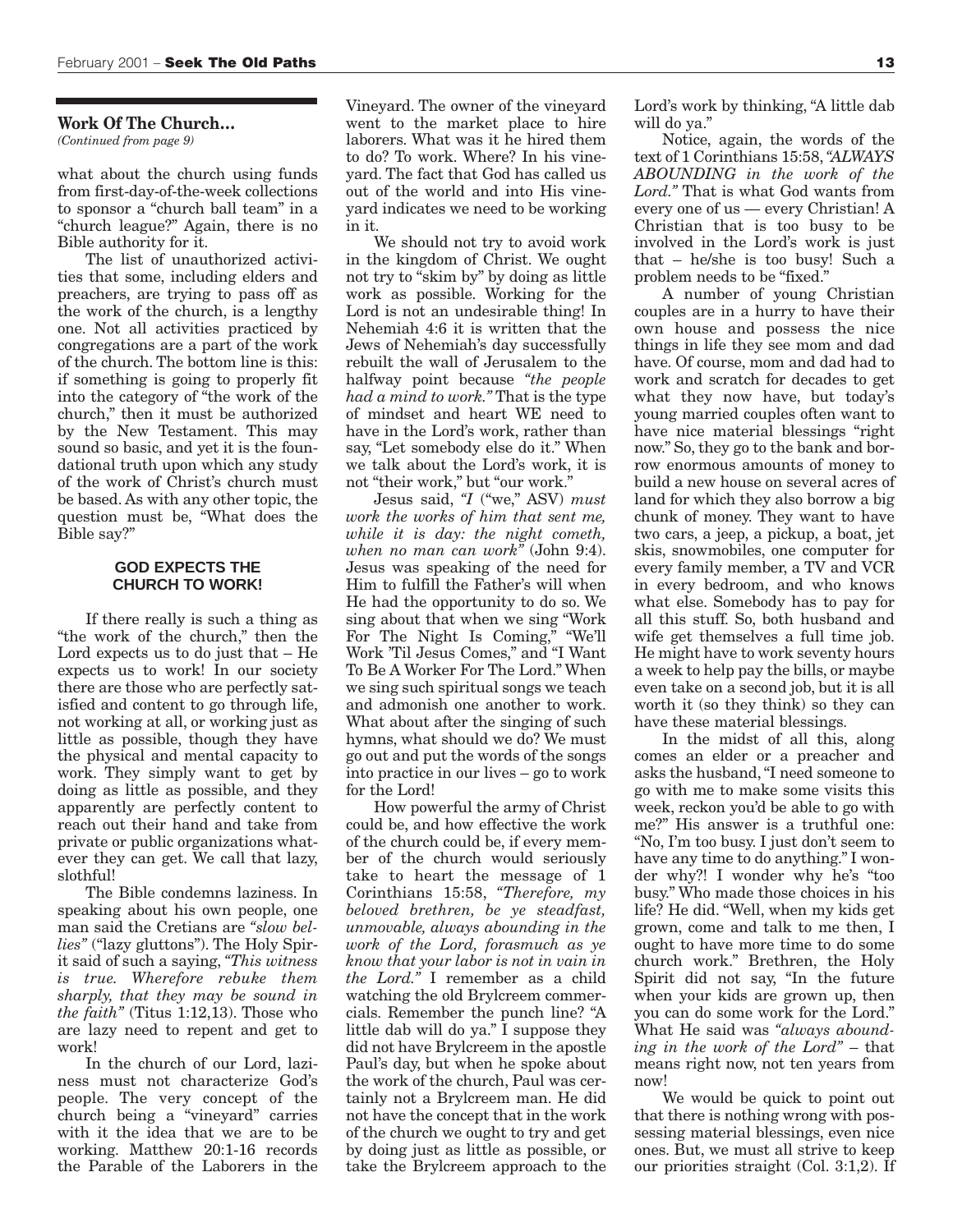**Work Of The Church...**

*(Continued from page 9)*

what about the church using funds from first-day-of-the-week collections to sponsor a "church ball team" in a "church league?" Again, there is no Bible authority for it.

The list of unauthorized activities that some, including elders and preachers, are trying to pass off as the work of the church, is a lengthy one. Not all activities practiced by congregations are a part of the work of the church. The bottom line is this: if something is going to properly fit into the category of "the work of the church," then it must be authorized by the New Testament. This may sound so basic, and yet it is the foundational truth upon which any study of the work of Christ's church must be based. As with any other topic, the question must be, "What does the Bible say?"

### GOD EXPECTS THE CHURCH TO WORK!

If there really is such a thing as "the work of the church," then the Lord expects us to do just that – He expects us to work! In our society there are those who are perfectly satisfied and content to go through life, not working at all, or working just as little as possible, though they have the physical and mental capacity to work. They simply want to get by doing as little as possible, and they apparently are perfectly content to reach out their hand and take from private or public organizations whatever they can get. We call that lazy, slothful!

The Bible condemns laziness. In speaking about his own people, one man said the Cretians are *"slow bellies"* ("lazy gluttons"). The Holy Spirit said of such a saying, *"This witness is true. Wherefore rebuke them sharply, that they may be sound in the faith"* (Titus 1:12,13). Those who are lazy need to repent and get to work!

In the church of our Lord, laziness must not characterize God's people. The very concept of the church being a "vineyard" carries with it the idea that we are to be working. Matthew 20:1-16 records the Parable of the Laborers in the Vineyard. The owner of the vineyard went to the market place to hire laborers. What was it he hired them to do? To work. Where? In his vineyard. The fact that God has called us out of the world and into His vineyard indicates we need to be working in it.

We should not try to avoid work in the kingdom of Christ. We ought not try to "skim by" by doing as little work as possible. Working for the Lord is not an undesirable thing! In Nehemiah 4:6 it is written that the Jews of Nehemiah's day successfully rebuilt the wall of Jerusalem to the halfway point because *"the people had a mind to work."* That is the type of mindset and heart WE need to have in the Lord's work, rather than say, "Let somebody else do it." When we talk about the Lord's work, it is not "their work," but "our work."

Jesus said, *"I* ("we," ASV) *must work the works of him that sent me, while it is day: the night cometh, when no man can work"* (John 9:4). Jesus was speaking of the need for Him to fulfill the Father's will when He had the opportunity to do so. We sing about that when we sing "Work For The Night Is Coming," "We'll Work 'Til Jesus Comes," and "I Want To Be A Worker For The Lord." When we sing such spiritual songs we teach and admonish one another to work. What about after the singing of such hymns, what should we do? We must go out and put the words of the songs into practice in our lives – go to work for the Lord!

How powerful the army of Christ could be, and how effective the work of the church could be, if every member of the church would seriously take to heart the message of 1 Corinthians 15:58, *"Therefore, my beloved brethren, be ye steadfast, unmovable, always abounding in the work of the Lord, forasmuch as ye know that your labor is not in vain in the Lord."* I remember as a child watching the old Brylcreem commercials. Remember the punch line? "A little dab will do ya." I suppose they did not have Brylcreem in the apostle Paul's day, but when he spoke about the work of the church, Paul was certainly not a Brylcreem man. He did not have the concept that in the work of the church we ought to try and get by doing just as little as possible, or take the Brylcreem approach to the Lord's work by thinking, "A little dab will do ya."

Notice, again, the words of the text of 1 Corinthians 15:58, *"ALWAYS ABOUNDING in the work of the Lord."* That is what God wants from every one of us — every Christian! A Christian that is too busy to be involved in the Lord's work is just that – he/she is too busy! Such a problem needs to be "fixed."

A number of young Christian couples are in a hurry to have their own house and possess the nice things in life they see mom and dad have. Of course, mom and dad had to work and scratch for decades to get what they now have, but today's young married couples often want to have nice material blessings "right now." So, they go to the bank and borrow enormous amounts of money to build a new house on several acres of land for which they also borrow a big chunk of money. They want to have two cars, a jeep, a pickup, a boat, jet skis, snowmobiles, one computer for every family member, a TV and VCR in every bedroom, and who knows what else. Somebody has to pay for all this stuff. So, both husband and wife get themselves a full time job. He might have to work seventy hours a week to help pay the bills, or maybe even take on a second job, but it is all worth it (so they think) so they can have these material blessings.

In the midst of all this, along comes an elder or a preacher and asks the husband, "I need someone to go with me to make some visits this week, reckon you'd be able to go with me?" His answer is a truthful one: "No, I'm too busy. I just don't seem to have any time to do anything." I wonder why?! I wonder why he's "too busy." Who made those choices in his life? He did. "Well, when my kids get grown, come and talk to me then, I ought to have more time to do some church work." Brethren, the Holy Spirit did not say, "In the future when your kids are grown up, then you can do some work for the Lord." What He said was *"always abounding in the work of the Lord"* – that means right now, not ten years from now!

We would be quick to point out that there is nothing wrong with possessing material blessings, even nice ones. But, we must all strive to keep our priorities straight (Col. 3:1,2). If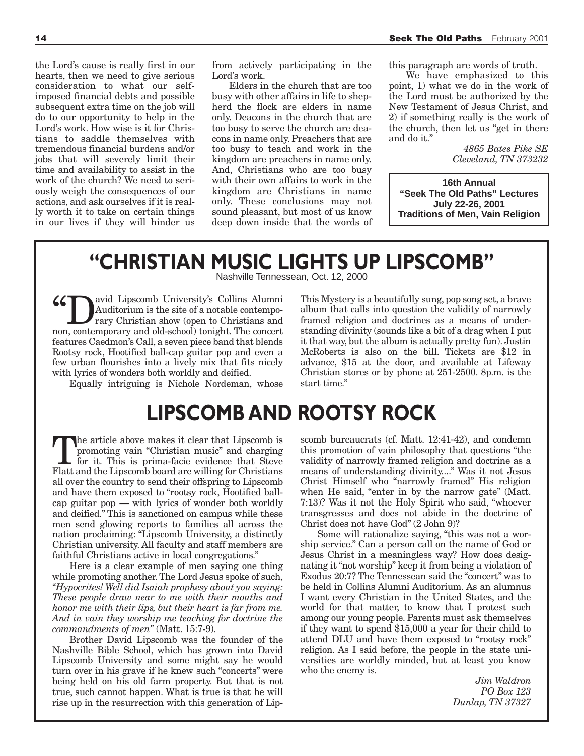the Lord's cause is really first in our hearts, then we need to give serious consideration to what our self-imposed financial debts and possible subsequent extra time on the job will do to our opportunity to help in the Lord's work. How wise is it for Christians to saddle themselves with tremendous financial burdens and/or jobs that will severely limit their time and availability to assist in the work of the church? We need to seriously weigh the consequences of our actions, and ask ourselves if it is really worth it to take on certain things in our lives if they will hinder us from actively participating in the Lord's work.

Elders in the church that are too busy with other affairs in life to shepherd the flock are elders in name only. Deacons in the church that are too busy to serve the church are deacons in name only. Preachers that are too busy to teach and work in the kingdom are preachers in name only. And, Christians who are too busy with their own affairs to work in the kingdom are Christians in name only. These conclusions may not sound pleasant, but most of us know deep down inside that the words of this paragraph are words of truth.

We have emphasized to this point, 1) what we do in the work of the Lord must be authorized by the New Testament of Jesus Christ, and 2) if something really is the work of the church, then let us "get in there and do it."

*4865 Bates Pike SE*
*Cleveland, TN 373232*

**16th Annual**
**"Seek The Old Paths" Lectures**
**July 22-26, 2001**
**Traditions of Men, Vain Religion**

# "CHRISTIAN MUSIC LIGHTS UP LIPSCOMB"

Nashville Tennessean, Oct. 12, 2000

"David Lipscomb University's Collins Alumni Auditorium is the site of a notable contemporary Christian show (open to Christians and non, contemporary and old-school) tonight. The concert features Caedmon's Call, a seven piece band that blends Rootsy rock, Hootified ball-cap guitar pop and even a few urban flourishes into a lively mix that fits nicely with lyrics of wonders both worldly and deified.

Equally intriguing is Nichole Nordeman, whose This Mystery is a beautifully sung, pop song set, a brave album that calls into question the validity of narrowly framed religion and doctrines as a means of understanding divinity (sounds like a bit of a drag when I put it that way, but the album is actually pretty fun). Justin McRoberts is also on the bill. Tickets are $12 in advance, $15 at the door, and available at Lifeway Christian stores or by phone at 251-2500. 8p.m. is the start time."

# LIPSCOMB AND ROOTSY ROCK

The article above makes it clear that Lipscomb is promoting vain "Christian music" and charging for it. This is prima-facie evidence that Steve Flatt and the Lipscomb board are willing for Christians all over the country to send their offspring to Lipscomb and have them exposed to "rootsy rock, Hootified ball-cap guitar pop — with lyrics of wonder both worldly and deified." This is sanctioned on campus while these men send glowing reports to families all across the nation proclaiming: "Lipscomb University, a distinctly Christian university. All faculty and staff members are faithful Christians active in local congregations."

Here is a clear example of men saying one thing while promoting another. The Lord Jesus spoke of such, *"Hypocrites! Well did Isaiah prophesy about you saying: These people draw near to me with their mouths and honor me with their lips, but their heart is far from me. And in vain they worship me teaching for doctrine the commandments of men"* (Matt. 15:7-9).

Brother David Lipscomb was the founder of the Nashville Bible School, which has grown into David Lipscomb University and some might say he would turn over in his grave if he knew such "concerts" were being held on his old farm property. But that is not true, such cannot happen. What is true is that he will rise up in the resurrection with this generation of Lipscomb bureaucrats (cf. Matt. 12:41-42), and condemn this promotion of vain philosophy that questions "the validity of narrowly framed religion and doctrine as a means of understanding divinity...." Was it not Jesus Christ Himself who "narrowly framed" His religion when He said, "enter in by the narrow gate" (Matt. 7:13)? Was it not the Holy Spirit who said, "whoever transgresses and does not abide in the doctrine of Christ does not have God" (2 John 9)?

Some will rationalize saying, "this was not a worship service." Can a person call on the name of God or Jesus Christ in a meaningless way? How does designating it "not worship" keep it from being a violation of Exodus 20:7? The Tennessean said the "concert" was to be held in Collins Alumni Auditorium. As an alumnus I want every Christian in the United States, and the world for that matter, to know that I protest such among our young people. Parents must ask themselves if they want to spend $15,000 a year for their child to attend DLU and have them exposed to "rootsy rock" religion. As I said before, the people in the state universities are worldly minded, but at least you know who the enemy is.

*Jim Waldron*
*PO Box 123*
*Dunlap, TN 37327*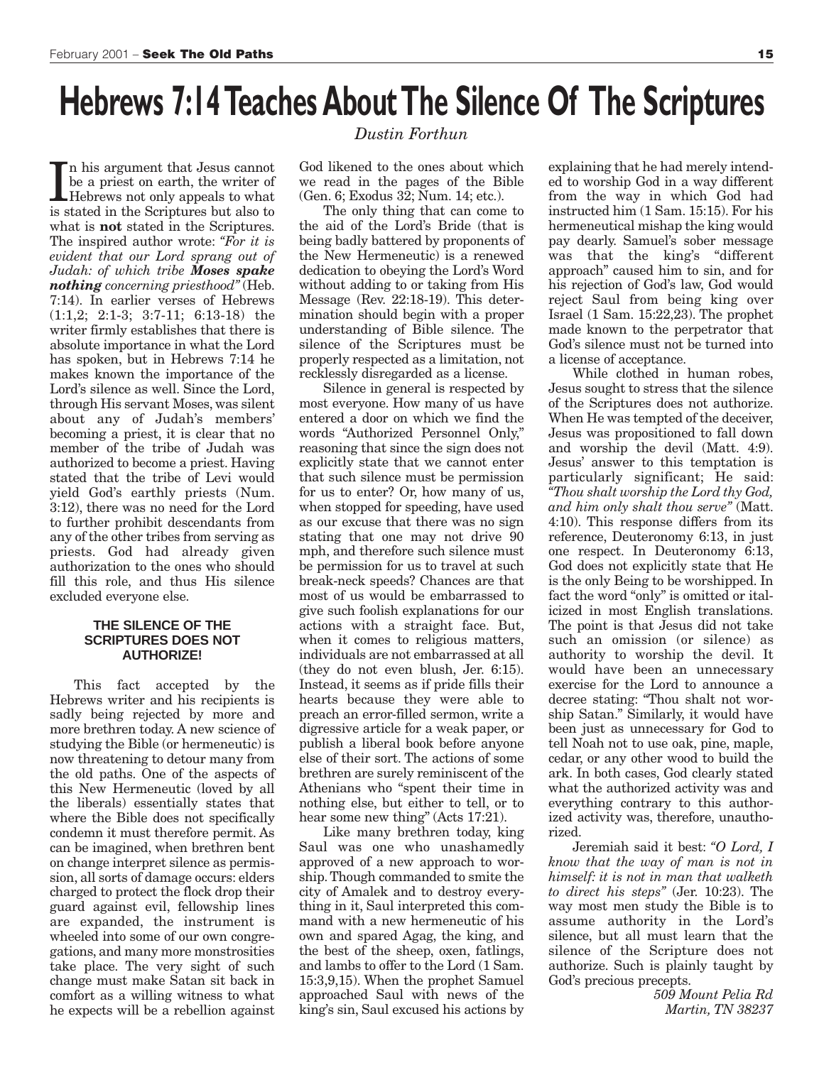# Hebrews 7:14 Teaches About The Silence Of The Scriptures

*Dustin Forthun*

In his argument that Jesus cannot be a priest on earth, the writer of Hebrews not only appeals to what is stated in the Scriptures but also to what is **not** stated in the Scriptures. The inspired author wrote: *"For it is evident that our Lord sprang out of Judah: of which tribe **Moses spake nothing** concerning priesthood"* (Heb. 7:14). In earlier verses of Hebrews (1:1,2; 2:1-3; 3:7-11; 6:13-18) the writer firmly establishes that there is absolute importance in what the Lord has spoken, but in Hebrews 7:14 he makes known the importance of the Lord's silence as well. Since the Lord, through His servant Moses, was silent about any of Judah's members' becoming a priest, it is clear that no member of the tribe of Judah was authorized to become a priest. Having stated that the tribe of Levi would yield God's earthly priests (Num. 3:12), there was no need for the Lord to further prohibit descendants from any of the other tribes from serving as priests. God had already given authorization to the ones who should fill this role, and thus His silence excluded everyone else.

### THE SILENCE OF THE SCRIPTURES DOES NOT AUTHORIZE!

This fact accepted by the Hebrews writer and his recipients is sadly being rejected by more and more brethren today. A new science of studying the Bible (or hermeneutic) is now threatening to detour many from the old paths. One of the aspects of this New Hermeneutic (loved by all the liberals) essentially states that where the Bible does not specifically condemn it must therefore permit. As can be imagined, when brethren bent on change interpret silence as permission, all sorts of damage occurs: elders charged to protect the flock drop their guard against evil, fellowship lines are expanded, the instrument is wheeled into some of our own congregations, and many more monstrosities take place. The very sight of such change must make Satan sit back in comfort as a willing witness to what he expects will be a rebellion against God likened to the ones about which we read in the pages of the Bible (Gen. 6; Exodus 32; Num. 14; etc.).

The only thing that can come to the aid of the Lord's Bride (that is being badly battered by proponents of the New Hermeneutic) is a renewed dedication to obeying the Lord's Word without adding to or taking from His Message (Rev. 22:18-19). This determination should begin with a proper understanding of Bible silence. The silence of the Scriptures must be properly respected as a limitation, not recklessly disregarded as a license.

Silence in general is respected by most everyone. How many of us have entered a door on which we find the words "Authorized Personnel Only," reasoning that since the sign does not explicitly state that we cannot enter that such silence must be permission for us to enter? Or, how many of us, when stopped for speeding, have used as our excuse that there was no sign stating that one may not drive 90 mph, and therefore such silence must be permission for us to travel at such break-neck speeds? Chances are that most of us would be embarrassed to give such foolish explanations for our actions with a straight face. But, when it comes to religious matters, individuals are not embarrassed at all (they do not even blush, Jer. 6:15). Instead, it seems as if pride fills their hearts because they were able to preach an error-filled sermon, write a digressive article for a weak paper, or publish a liberal book before anyone else of their sort. The actions of some brethren are surely reminiscent of the Athenians who "spent their time in nothing else, but either to tell, or to hear some new thing" (Acts 17:21).

Like many brethren today, king Saul was one who unashamedly approved of a new approach to worship. Though commanded to smite the city of Amalek and to destroy everything in it, Saul interpreted this command with a new hermeneutic of his own and spared Agag, the king, and the best of the sheep, oxen, fatlings, and lambs to offer to the Lord (1 Sam. 15:3,9,15). When the prophet Samuel approached Saul with news of the king's sin, Saul excused his actions by explaining that he had merely intended to worship God in a way different from the way in which God had instructed him (1 Sam. 15:15). For his hermeneutical mishap the king would pay dearly. Samuel's sober message was that the king's "different approach" caused him to sin, and for his rejection of God's law, God would reject Saul from being king over Israel (1 Sam. 15:22,23). The prophet made known to the perpetrator that God's silence must not be turned into a license of acceptance.

While clothed in human robes, Jesus sought to stress that the silence of the Scriptures does not authorize. When He was tempted of the deceiver, Jesus was propositioned to fall down and worship the devil (Matt. 4:9). Jesus' answer to this temptation is particularly significant; He said: *"Thou shalt worship the Lord thy God, and him only shalt thou serve"* (Matt. 4:10). This response differs from its reference, Deuteronomy 6:13, in just one respect. In Deuteronomy 6:13, God does not explicitly state that He is the only Being to be worshipped. In fact the word "only" is omitted or italicized in most English translations. The point is that Jesus did not take such an omission (or silence) as authority to worship the devil. It would have been an unnecessary exercise for the Lord to announce a decree stating: "Thou shalt not worship Satan." Similarly, it would have been just as unnecessary for God to tell Noah not to use oak, pine, maple, cedar, or any other wood to build the ark. In both cases, God clearly stated what the authorized activity was and everything contrary to this authorized activity was, therefore, unauthorized.

Jeremiah said it best: *"O Lord, I know that the way of man is not in himself: it is not in man that walketh to direct his steps"* (Jer. 10:23). The way most men study the Bible is to assume authority in the Lord's silence, but all must learn that the silence of the Scripture does not authorize. Such is plainly taught by God's precious precepts.

*509 Mount Pelia Rd*
*Martin, TN 38237*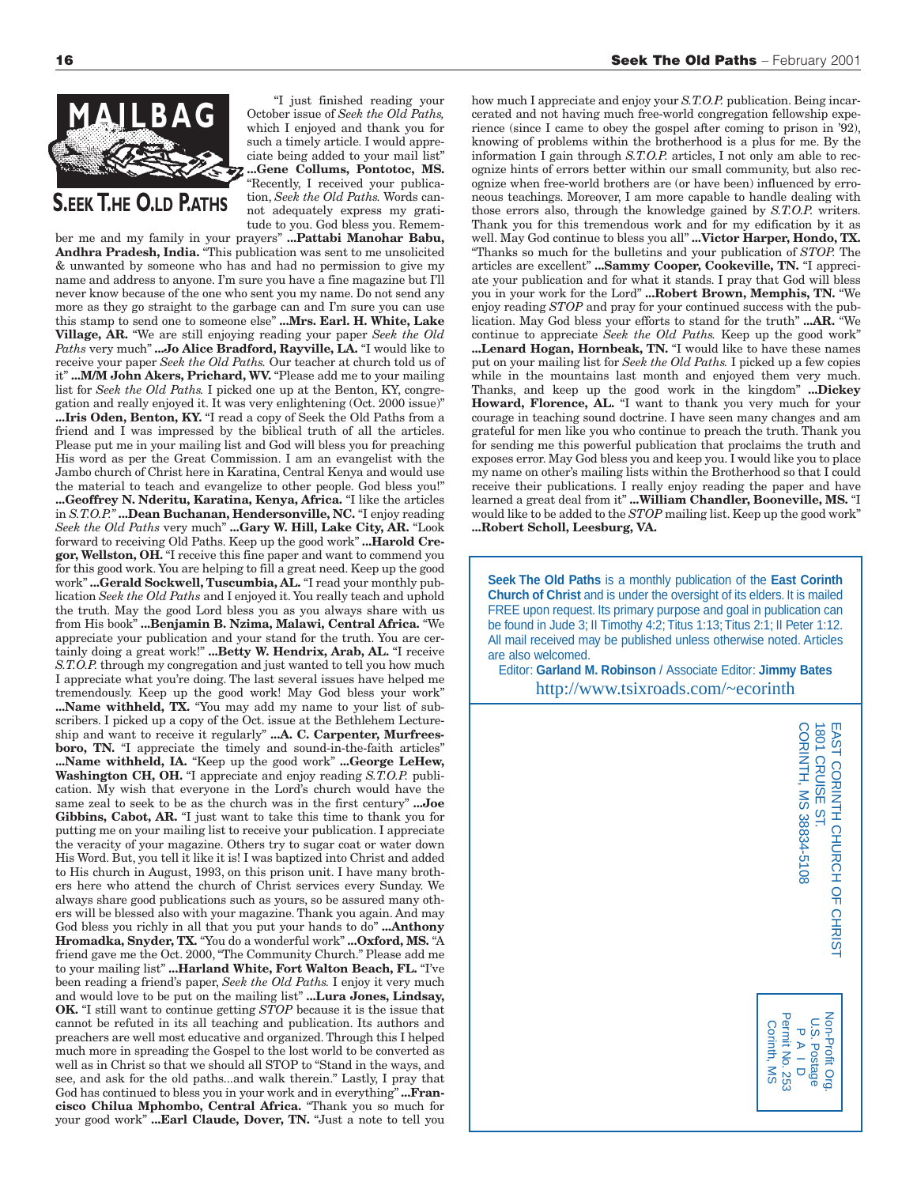# MAILBAG

**S.EEK T.HE O.LD P.ATHS**

"I just finished reading your October issue of *Seek the Old Paths,* which I enjoyed and thank you for such a timely article. I would appreciate being added to your mail list" **...Gene Collums, Pontotoc, MS.** "Recently, I received your publication, *Seek the Old Paths.* Words cannot adequately express my gratitude to you. God bless you. Remember me and my family in your prayers" **...Pattabi Manohar Babu, Andhra Pradesh, India.** "This publication was sent to me unsolicited & unwanted by someone who has and had no permission to give my name and address to anyone. I'm sure you have a fine magazine but I'll never know because of the one who sent you my name. Do not send any more as they go straight to the garbage can and I'm sure you can use this stamp to send one to someone else" **...Mrs. Earl. H. White, Lake Village, AR.** "We are still enjoying reading your paper *Seek the Old Paths* very much" **...Jo Alice Bradford, Rayville, LA.** "I would like to receive your paper *Seek the Old Paths.* Our teacher at church told us of it" **...M/M John Akers, Prichard, WV.** "Please add me to your mailing list for *Seek the Old Paths.* I picked one up at the Benton, KY, congregation and really enjoyed it. It was very enlightening (Oct. 2000 issue)" **...Iris Oden, Benton, KY.** "I read a copy of Seek the Old Paths from a friend and I was impressed by the biblical truth of all the articles. Please put me in your mailing list and God will bless you for preaching His word as per the Great Commission. I am an evangelist with the Jambo church of Christ here in Karatina, Central Kenya and would use the material to teach and evangelize to other people. God bless you!" **...Geoffrey N. Nderitu, Karatina, Kenya, Africa.** "I like the articles in *S.T.O.P."* **...Dean Buchanan, Hendersonville, NC.** "I enjoy reading *Seek the Old Paths* very much" **...Gary W. Hill, Lake City, AR.** "Look forward to receiving Old Paths. Keep up the good work" **...Harold Cregor, Wellston, OH.** "I receive this fine paper and want to commend you for this good work. You are helping to fill a great need. Keep up the good work" **...Gerald Sockwell, Tuscumbia, AL.** "I read your monthly publication *Seek the Old Paths* and I enjoyed it. You really teach and uphold the truth. May the good Lord bless you as you always share with us from His book" **...Benjamin B. Nzima, Malawi, Central Africa.** "We appreciate your publication and your stand for the truth. You are certainly doing a great work!" **...Betty W. Hendrix, Arab, AL.** "I receive *S.T.O.P.* through my congregation and just wanted to tell you how much I appreciate what you're doing. The last several issues have helped me tremendously. Keep up the good work! May God bless your work" **...Name withheld, TX.** "You may add my name to your list of subscribers. I picked up a copy of the Oct. issue at the Bethlehem Lectureship and want to receive it regularly" **...A. C. Carpenter, Murfreesboro, TN.** "I appreciate the timely and sound-in-the-faith articles" **...Name withheld, IA.** "Keep up the good work" **...George LeHew, Washington CH, OH.** "I appreciate and enjoy reading *S.T.O.P.* publication. My wish that everyone in the Lord's church would have the same zeal to seek to be as the church was in the first century" **...Joe Gibbins, Cabot, AR.** "I just want to take this time to thank you for putting me on your mailing list to receive your publication. I appreciate the veracity of your magazine. Others try to sugar coat or water down His Word. But, you tell it like it is! I was baptized into Christ and added to His church in August, 1993, on this prison unit. I have many brothers here who attend the church of Christ services every Sunday. We always share good publications such as yours, so be assured many others will be blessed also with your magazine. Thank you again. And may God bless you richly in all that you put your hands to do" **...Anthony Hromadka, Snyder, TX.** "You do a wonderful work" **...Oxford, MS.** "A friend gave me the Oct. 2000, "The Community Church." Please add me to your mailing list" **...Harland White, Fort Walton Beach, FL.** "I've been reading a friend's paper, *Seek the Old Paths.* I enjoy it very much and would love to be put on the mailing list" **...Lura Jones, Lindsay, OK.** "I still want to continue getting *STOP* because it is the issue that cannot be refuted in its all teaching and publication. Its authors and preachers are well most educative and organized. Through this I helped much more in spreading the Gospel to the lost world to be converted as well as in Christ so that we should all STOP to "Stand in the ways, and see, and ask for the old paths...and walk therein." Lastly, I pray that God has continued to bless you in your work and in everything" **...Francisco Chilua Mphombo, Central Africa.** "Thank you so much for your good work" **...Earl Claude, Dover, TN.** "Just a note to tell you how much I appreciate and enjoy your *S.T.O.P.* publication. Being incarcerated and not having much free-world congregation fellowship experience (since I came to obey the gospel after coming to prison in '92), knowing of problems within the brotherhood is a plus for me. By the information I gain through *S.T.O.P.* articles, I not only am able to recognize hints of errors better within our small community, but also recognize when free-world brothers are (or have been) influenced by erroneous teachings. Moreover, I am more capable to handle dealing with those errors also, through the knowledge gained by *S.T.O.P.* writers. Thank you for this tremendous work and for my edification by it as well. May God continue to bless you all" **...Victor Harper, Hondo, TX.** "Thanks so much for the bulletins and your publication of *STOP.* The articles are excellent" **...Sammy Cooper, Cookeville, TN.** "I appreciate your publication and for what it stands. I pray that God will bless you in your work for the Lord" **...Robert Brown, Memphis, TN.** "We enjoy reading *STOP* and pray for your continued success with the publication. May God bless your efforts to stand for the truth" **...AR.** "We continue to appreciate *Seek the Old Paths.* Keep up the good work" **...Lenard Hogan, Hornbeak, TN.** "I would like to have these names put on your mailing list for *Seek the Old Paths.* I picked up a few copies while in the mountains last month and enjoyed them very much. Thanks, and keep up the good work in the kingdom" **...Dickey Howard, Florence, AL.** "I want to thank you very much for your courage in teaching sound doctrine. I have seen many changes and am grateful for men like you who continue to preach the truth. Thank you for sending me this powerful publication that proclaims the truth and exposes error. May God bless you and keep you. I would like you to place my name on other's mailing lists within the Brotherhood so that I could receive their publications. I really enjoy reading the paper and have learned a great deal from it" **...William Chandler, Booneville, MS.** "I would like to be added to the *STOP* mailing list. Keep up the good work" **...Robert Scholl, Leesburg, VA.**

---

**Seek The Old Paths** is a monthly publication of the **East Corinth Church of Christ** and is under the oversight of its elders. It is mailed FREE upon request. Its primary purpose and goal in publication can be found in Jude 3; II Timothy 4:2; Titus 1:13; Titus 2:1; II Peter 1:12. All mail received may be published unless otherwise noted. Articles are also welcomed.

Editor: **Garland M. Robinson** / Associate Editor: **Jimmy Bates**

http://www.tsixroads.com/~ecorinth

EAST CORINTH CHURCH OF CHRIST
1801 CRUISE ST.
CORINTH, MS 38834-5108

Non-Profit Org.
U.S. Postage
P A I D
Permit No. 253
Corinth, MS